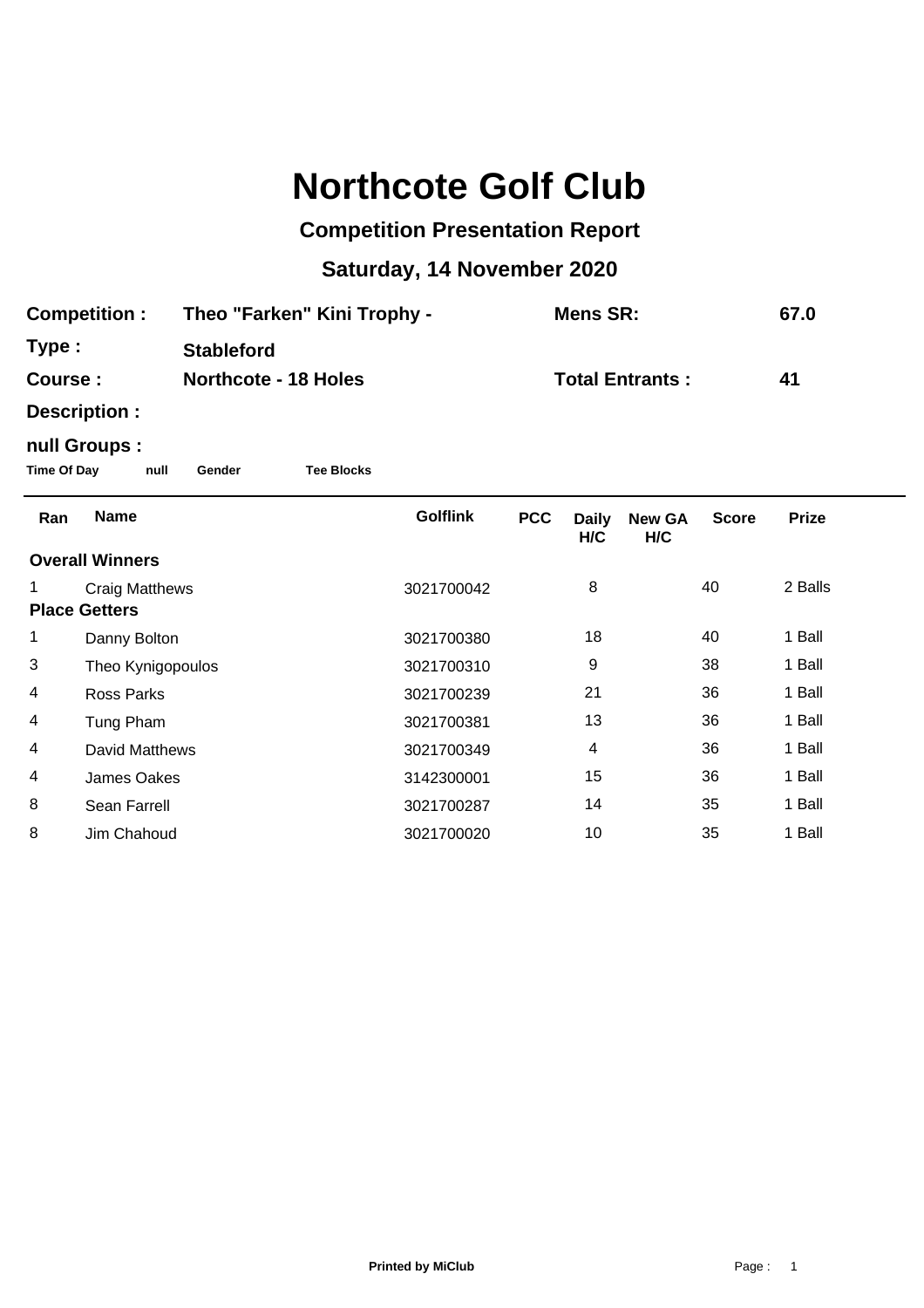# Northcote Golf Club

## Competition Presentation Report

### Saturday, 14 November 2020

**Competition :** Theo "Farken" Kini Trophy - **Mens SR:** 67.0

**Type :** Stableford

**Course :** Northcote - 18 Holes **Total Entrants :** 41

**Description :**

**null Groups :**

**Time Of Day** **null** **Gender** **Tee Blocks**

| Ran | Name | Golflink | PCC | Daily H/C | New GA H/C | Score | Prize |
|---|---|---|---|---|---|---|---|
| **Overall Winners** | | | | | | | |
| 1 | Craig Matthews | 3021700042 | | 8 | | 40 | 2 Balls |
| **Place Getters** | | | | | | | |
| 1 | Danny Bolton | 3021700380 | | 18 | | 40 | 1 Ball |
| 3 | Theo Kynigopoulos | 3021700310 | | 9 | | 38 | 1 Ball |
| 4 | Ross Parks | 3021700239 | | 21 | | 36 | 1 Ball |
| 4 | Tung Pham | 3021700381 | | 13 | | 36 | 1 Ball |
| 4 | David Matthews | 3021700349 | | 4 | | 36 | 1 Ball |
| 4 | James Oakes | 3142300001 | | 15 | | 36 | 1 Ball |
| 8 | Sean Farrell | 3021700287 | | 14 | | 35 | 1 Ball |
| 8 | Jim Chahoud | 3021700020 | | 10 | | 35 | 1 Ball |

**Printed by MiClub**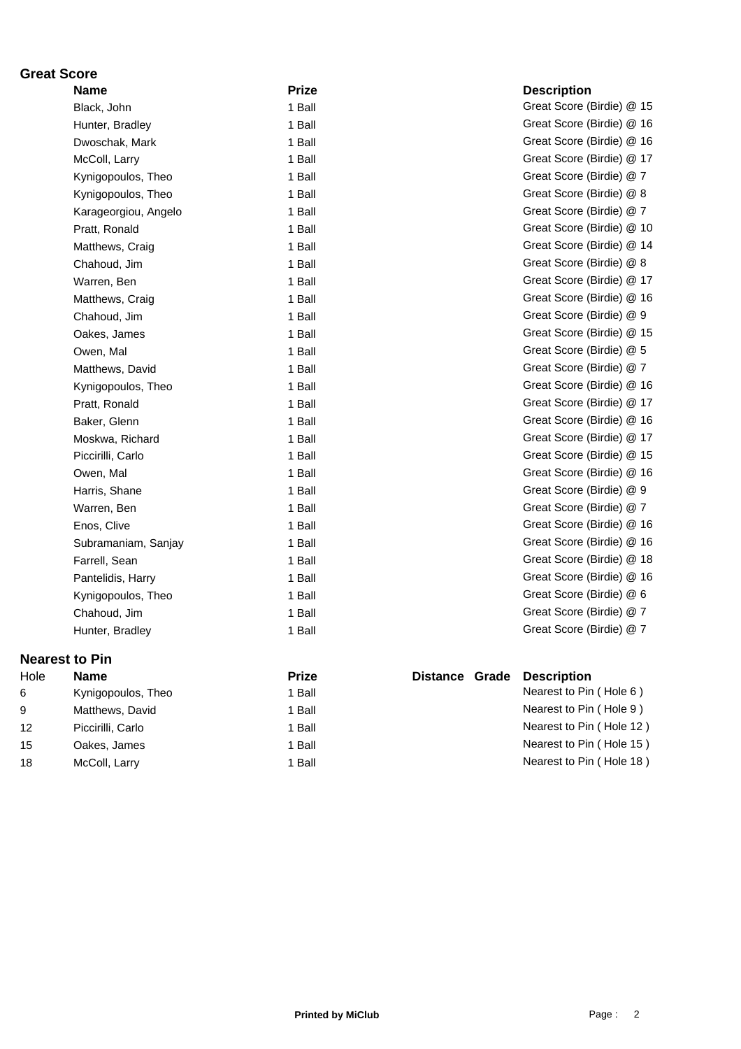## Great Score

| Name | Prize | Description |
|---|---|---|
| Black, John | 1 Ball | Great Score (Birdie) @ 15 |
| Hunter, Bradley | 1 Ball | Great Score (Birdie) @ 16 |
| Dwoschak, Mark | 1 Ball | Great Score (Birdie) @ 16 |
| McColl, Larry | 1 Ball | Great Score (Birdie) @ 17 |
| Kynigopoulos, Theo | 1 Ball | Great Score (Birdie) @ 7 |
| Kynigopoulos, Theo | 1 Ball | Great Score (Birdie) @ 8 |
| Karageorgiou, Angelo | 1 Ball | Great Score (Birdie) @ 7 |
| Pratt, Ronald | 1 Ball | Great Score (Birdie) @ 10 |
| Matthews, Craig | 1 Ball | Great Score (Birdie) @ 14 |
| Chahoud, Jim | 1 Ball | Great Score (Birdie) @ 8 |
| Warren, Ben | 1 Ball | Great Score (Birdie) @ 17 |
| Matthews, Craig | 1 Ball | Great Score (Birdie) @ 16 |
| Chahoud, Jim | 1 Ball | Great Score (Birdie) @ 9 |
| Oakes, James | 1 Ball | Great Score (Birdie) @ 15 |
| Owen, Mal | 1 Ball | Great Score (Birdie) @ 5 |
| Matthews, David | 1 Ball | Great Score (Birdie) @ 7 |
| Kynigopoulos, Theo | 1 Ball | Great Score (Birdie) @ 16 |
| Pratt, Ronald | 1 Ball | Great Score (Birdie) @ 17 |
| Baker, Glenn | 1 Ball | Great Score (Birdie) @ 16 |
| Moskwa, Richard | 1 Ball | Great Score (Birdie) @ 17 |
| Piccirilli, Carlo | 1 Ball | Great Score (Birdie) @ 15 |
| Owen, Mal | 1 Ball | Great Score (Birdie) @ 16 |
| Harris, Shane | 1 Ball | Great Score (Birdie) @ 9 |
| Warren, Ben | 1 Ball | Great Score (Birdie) @ 7 |
| Enos, Clive | 1 Ball | Great Score (Birdie) @ 16 |
| Subramaniam, Sanjay | 1 Ball | Great Score (Birdie) @ 16 |
| Farrell, Sean | 1 Ball | Great Score (Birdie) @ 18 |
| Pantelidis, Harry | 1 Ball | Great Score (Birdie) @ 16 |
| Kynigopoulos, Theo | 1 Ball | Great Score (Birdie) @ 6 |
| Chahoud, Jim | 1 Ball | Great Score (Birdie) @ 7 |
| Hunter, Bradley | 1 Ball | Great Score (Birdie) @ 7 |

## Nearest to Pin

| Hole | Name | Prize | Distance | Grade | Description |
|---|---|---|---|---|---|
| 6 | Kynigopoulos, Theo | 1 Ball | | | Nearest to Pin ( Hole 6 ) |
| 9 | Matthews, David | 1 Ball | | | Nearest to Pin ( Hole 9 ) |
| 12 | Piccirilli, Carlo | 1 Ball | | | Nearest to Pin ( Hole 12 ) |
| 15 | Oakes, James | 1 Ball | | | Nearest to Pin ( Hole 15 ) |
| 18 | McColl, Larry | 1 Ball | | | Nearest to Pin ( Hole 18 ) |

**Printed by MiClub**